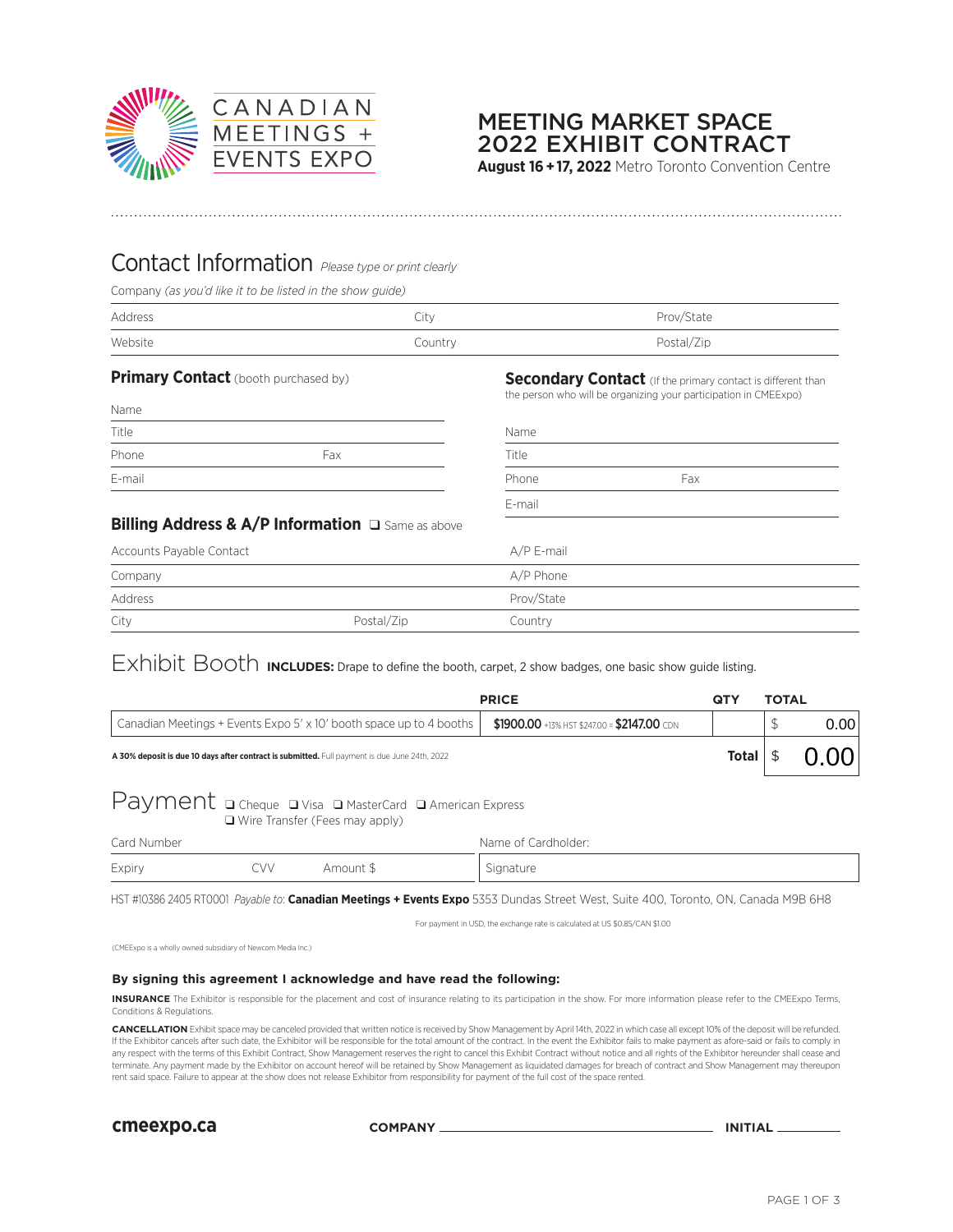CANADIAN MEETINGS + EVENTS EXPO

# MEETING MARKET SPACE 2022 EXHIBIT CONTRACT

**August 16 + 17, 2022** Metro Toronto Convention Centre

## Contact Information *Please type or print clearly*

Company *(as you'd like it to be listed in the show guide)*

Address | City | Prov/State

Website | Country | Postal/Zip

### Primary Contact (booth purchased by)

Name

Title

Phone | Fax

E-mail

### Secondary Contact (If the primary contact is different than the person who will be organizing your participation in CMEExpo)

Name

Title

Phone | Fax

E-mail

### Billing Address & A/P Information ❑ Same as above

Accounts Payable Contact | A/P E-mail

Company | A/P Phone

Address | Prov/State

City | Postal/Zip | Country

## Exhibit Booth **INCLUDES:** Drape to define the booth, carpet, 2 show badges, one basic show guide listing.

| | PRICE | QTY | TOTAL |
|---|---|---|---|
| Canadian Meetings + Events Expo 5' x 10' booth space up to 4 booths | **$1900.00** +13% HST $247.00 = **$2147.00** CDN | | $ 0.00 |
| **A 30% deposit is due 10 days after contract is submitted.** Full payment is due June 24th, 2022 | | **Total** | $ 0.00 |

## Payment ❑ Cheque ❑ Visa ❑ MasterCard ❑ American Express ❑ Wire Transfer (Fees may apply)

Card Number | Name of Cardholder:

Expiry | CVV | Amount $ | Signature

HST #10386 2405 RT0001 *Payable to*: **Canadian Meetings + Events Expo** 5353 Dundas Street West, Suite 400, Toronto, ON, Canada M9B 6H8

For payment in USD, the exchange rate is calculated at US $0.85/CAN $1.00

(CMEExpo is a wholly owned subsidiary of Newcom Media Inc.)

**By signing this agreement I acknowledge and have read the following:**

**INSURANCE** The Exhibitor is responsible for the placement and cost of insurance relating to its participation in the show. For more information please refer to the CMEExpo Terms, Conditions & Regulations.

**CANCELLATION** Exhibit space may be canceled provided that written notice is received by Show Management by April 14th, 2022 in which case all except 10% of the deposit will be refunded. If the Exhibitor cancels after such date, the Exhibitor will be responsible for the total amount of the contract. In the event the Exhibitor fails to make payment as afore-said or fails to comply in any respect with the terms of this Exhibit Contract, Show Management reserves the right to cancel this Exhibit Contract without notice and all rights of the Exhibitor hereunder shall cease and terminate. Any payment made by the Exhibitor on account hereof will be retained by Show Management as liquidated damages for breach of contract and Show Management may thereupon rent said space. Failure to appear at the show does not release Exhibitor from responsibility for payment of the full cost of the space rented.

**cmeexpo.ca** **COMPANY** ______________________ **INITIAL** ________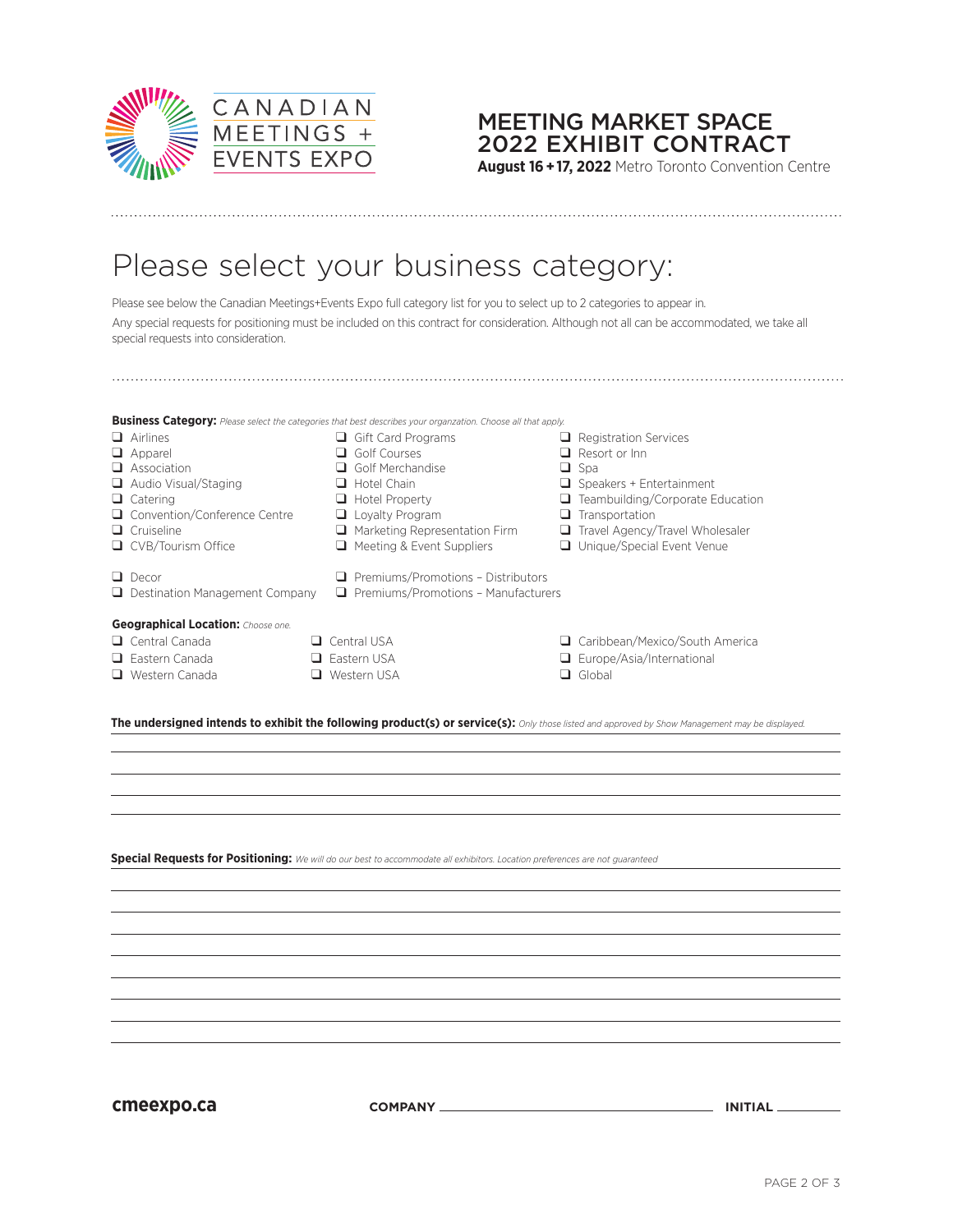CANADIAN MEETINGS + EVENTS EXPO

# MEETING MARKET SPACE 2022 EXHIBIT CONTRACT

**August 16 + 17, 2022** Metro Toronto Convention Centre

## Please select your business category:

Please see below the Canadian Meetings+Events Expo full category list for you to select up to 2 categories to appear in.

Any special requests for positioning must be included on this contract for consideration. Although not all can be accommodated, we take all special requests into consideration.

**Business Category:** *Please select the categories that best describes your organzation. Choose all that apply.*

- ❑ Airlines
- ❑ Apparel
- ❑ Association
- ❑ Audio Visual/Staging
- ❑ Catering
- ❑ Convention/Conference Centre
- ❑ Cruiseline
- ❑ CVB/Tourism Office
- ❑ Decor
- ❑ Destination Management Company
- ❑ Gift Card Programs
- ❑ Golf Courses
- ❑ Golf Merchandise
- ❑ Hotel Chain
- ❑ Hotel Property
- ❑ Loyalty Program
- ❑ Marketing Representation Firm
- ❑ Meeting & Event Suppliers
- ❑ Premiums/Promotions – Distributors
- ❑ Premiums/Promotions – Manufacturers
- ❑ Registration Services
- ❑ Resort or Inn
- ❑ Spa
- ❑ Speakers + Entertainment
- ❑ Teambuilding/Corporate Education
- ❑ Transportation
- ❑ Travel Agency/Travel Wholesaler
- ❑ Unique/Special Event Venue

**Geographical Location:** *Choose one.*

- ❑ Central Canada
- ❑ Eastern Canada
- ❑ Western Canada
- ❑ Central USA
- ❑ Eastern USA
- ❑ Western USA
- ❑ Caribbean/Mexico/South America
- ❑ Europe/Asia/International
- ❑ Global

**The undersigned intends to exhibit the following product(s) or service(s):** *Only those listed and approved by Show Management may be displayed.*

______________________________________________

______________________________________________

______________________________________________

______________________________________________

**Special Requests for Positioning:** *We will do our best to accommodate all exhibitors. Location preferences are not guaranteed*

______________________________________________

______________________________________________

______________________________________________

______________________________________________

______________________________________________

______________________________________________

______________________________________________

______________________________________________

**cmeexpo.ca**

**COMPANY** ______________________ **INITIAL** __________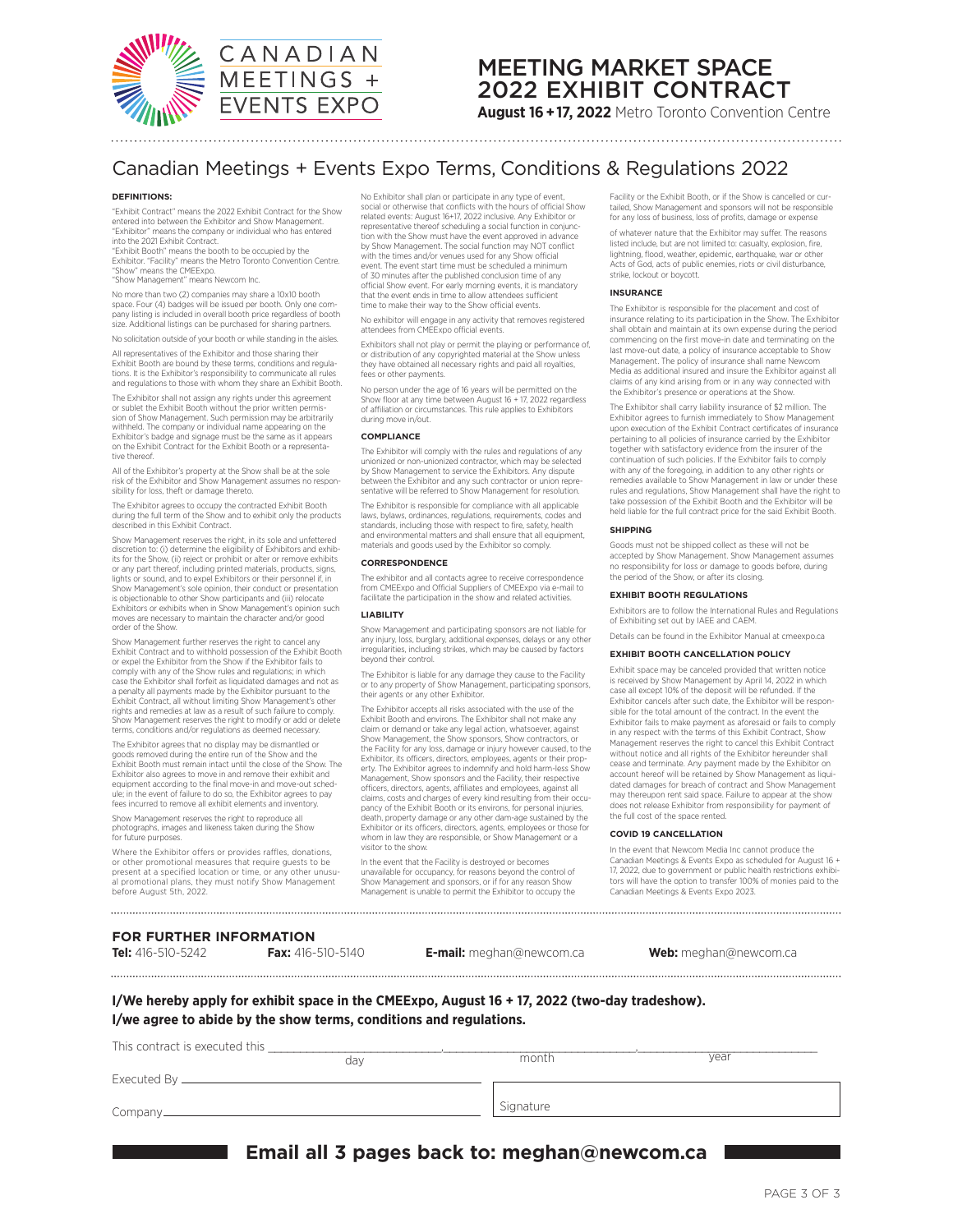CANADIAN MEETINGS + EVENTS EXPO

# MEETING MARKET SPACE 2022 EXHIBIT CONTRACT

**August 16 + 17, 2022** Metro Toronto Convention Centre

## Canadian Meetings + Events Expo Terms, Conditions & Regulations 2022

### DEFINITIONS:

"Exhibit Contract" means the 2022 Exhibit Contract for the Show entered into between the Exhibitor and Show Management.
"Exhibitor" means the company or individual who has entered into the 2021 Exhibit Contract.
"Exhibit Booth" means the booth to be occupied by the Exhibitor. "Facility" means the Metro Toronto Convention Centre.
"Show" means the CMEExpo.
"Show Management" means Newcom Inc.

No more than two (2) companies may share a 10x10 booth space. Four (4) badges will be issued per booth. Only one company listing is included in overall booth price regardless of booth size. Additional listings can be purchased for sharing partners.

No solicitation outside of your booth or while standing in the aisles.

All representatives of the Exhibitor and those sharing their Exhibit Booth are bound by these terms, conditions and regulations. It is the Exhibitor's responsibility to communicate all rules and regulations to those with whom they share an Exhibit Booth.

The Exhibitor shall not assign any rights under this agreement or sublet the Exhibit Booth without the prior written permission of Show Management. Such permission may be arbitrarily withheld. The company or individual name appearing on the Exhibitor's badge and signage must be the same as it appears on the Exhibit Contract for the Exhibit Booth or a representative thereof.

All of the Exhibitor's property at the Show shall be at the sole risk of the Exhibitor and Show Management assumes no responsibility for loss, theft or damage thereto.

The Exhibitor agrees to occupy the contracted Exhibit Booth during the full term of the Show and to exhibit only the products described in this Exhibit Contract.

Show Management reserves the right, in its sole and unfettered discretion to: (i) determine the eligibility of Exhibitors and exhibits for the Show, (ii) reject or prohibit or alter or remove exhibits or any part thereof, including printed materials, products, signs, lights or sound, and to expel Exhibitors or their personnel if, in Show Management's sole opinion, their conduct or presentation is objectionable to other Show participants and (iii) relocate Exhibitors or exhibits when in Show Management's opinion such moves are necessary to maintain the character and/or good order of the Show.

Show Management further reserves the right to cancel any Exhibit Contract and to withhold possession of the Exhibit Booth or expel the Exhibitor from the Show if the Exhibitor fails to comply with any of the Show rules and regulations; in which case the Exhibitor shall forfeit as liquidated damages and not as a penalty all payments made by the Exhibitor pursuant to the Exhibit Contract, all without limiting Show Management's other rights and remedies at law as a result of such failure to comply. Show Management reserves the right to modify or add or delete terms, conditions and/or regulations as deemed necessary.

The Exhibitor agrees that no display may be dismantled or goods removed during the entire run of the Show and the Exhibit Booth must remain intact until the close of the Show. The Exhibitor also agrees to move in and remove their exhibit and equipment according to the final move-in and move-out schedule; in the event of failure to do so, the Exhibitor agrees to pay fees incurred to remove all exhibit elements and inventory.

Show Management reserves the right to reproduce all photographs, images and likeness taken during the Show for future purposes.

Where the Exhibitor offers or provides raffles, donations, or other promotional measures that require guests to be present at a specified location or time, or any other unusual promotional plans, they must notify Show Management before August 5th, 2022.

No Exhibitor shall plan or participate in any type of event, social or otherwise that conflicts with the hours of official Show related events: August 16+17, 2022 inclusive. Any Exhibitor or representative thereof scheduling a social function in conjunction with the Show must have the event approved in advance by Show Management. The social function may NOT conflict with the times and/or venues used for any Show official event. The event start time must be scheduled a minimum of 30 minutes after the published conclusion time of any official Show event. For early morning events, it is mandatory that the event ends in time to allow attendees sufficient time to make their way to the Show official events.

No exhibitor will engage in any activity that removes registered attendees from CMEExpo official events.

Exhibitors shall not play or permit the playing or performance of, or distribution of any copyrighted material at the Show unless they have obtained all necessary rights and paid all royalties, fees or other payments.

No person under the age of 16 years will be permitted on the Show floor at any time between August 16 + 17, 2022 regardless of affiliation or circumstances. This rule applies to Exhibitors during move in/out.

### COMPLIANCE

The Exhibitor will comply with the rules and regulations of any unionized or non-unionized contractor, which may be selected by Show Management to service the Exhibitors. Any dispute between the Exhibitor and any such contractor or union representative will be referred to Show Management for resolution.

The Exhibitor is responsible for compliance with all applicable laws, bylaws, ordinances, regulations, requirements, codes and standards, including those with respect to fire, safety, health and environmental matters and shall ensure that all equipment, materials and goods used by the Exhibitor so comply.

### CORRESPONDENCE

The exhibitor and all contacts agree to receive correspondence from CMEExpo and Official Suppliers of CMEExpo via e-mail to facilitate the participation in the show and related activities.

### LIABILITY

Show Management and participating sponsors are not liable for any injury, loss, burglary, additional expenses, delays or any other irregularities, including strikes, which may be caused by factors beyond their control.

The Exhibitor is liable for any damage they cause to the Facility or to any property of Show Management, participating sponsors, their agents or any other Exhibitor.

The Exhibitor accepts all risks associated with the use of the Exhibit Booth and environs. The Exhibitor shall not make any claim or demand or take any legal action, whatsoever, against Show Management, the Show sponsors, Show contractors, or the Facility for any loss, damage or injury however caused, to the Exhibitor, its officers, directors, employees, agents or their property. The Exhibitor agrees to indemnify and hold harm-less Show Management, Show sponsors and the Facility, their respective officers, directors, agents, affiliates and employees, against all claims, costs and charges of every kind resulting from their occupancy of the Exhibit Booth or its environs, for personal injuries, death, property damage or any other dam-age sustained by the Exhibitor or its officers, directors, agents, employees or those for whom in law they are responsible, or Show Management or a visitor to the show.

In the event that the Facility is destroyed or becomes unavailable for occupancy, for reasons beyond the control of Show Management and sponsors, or if for any reason Show Management is unable to permit the Exhibitor to occupy the Facility or the Exhibit Booth, or if the Show is cancelled or curtailed, Show Management and sponsors will not be responsible for any loss of business, loss of profits, damage or expense of whatever nature that the Exhibitor may suffer. The reasons listed include, but are not limited to: casualty, explosion, fire, lightning, flood, weather, epidemic, earthquake, war or other Acts of God, acts of public enemies, riots or civil disturbance, strike, lockout or boycott.

### INSURANCE

The Exhibitor is responsible for the placement and cost of insurance relating to its participation in the Show. The Exhibitor shall obtain and maintain at its own expense during the period commencing on the first move-in date and terminating on the last move-out date, a policy of insurance acceptable to Show Management. The policy of insurance shall name Newcom Media as additional insured and insure the Exhibitor against all claims of any kind arising from or in any way connected with the Exhibitor's presence or operations at the Show.

The Exhibitor shall carry liability insurance of $2 million. The Exhibitor agrees to furnish immediately to Show Management upon execution of the Exhibit Contract certificates of insurance pertaining to all policies of insurance carried by the Exhibitor together with satisfactory evidence from the insurer of the continuation of such policies. If the Exhibitor fails to comply with any of the foregoing, in addition to any other rights or remedies available to Show Management in law or under these rules and regulations, Show Management shall have the right to take possession of the Exhibit Booth and the Exhibitor will be held liable for the full contract price for the said Exhibit Booth.

### SHIPPING

Goods must not be shipped collect as these will not be accepted by Show Management. Show Management assumes no responsibility for loss or damage to goods before, during the period of the Show, or after its closing.

### EXHIBIT BOOTH REGULATIONS

Exhibitors are to follow the International Rules and Regulations of Exhibiting set out by IAEE and CAEM.

Details can be found in the Exhibitor Manual at cmeexpo.ca

### EXHIBIT BOOTH CANCELLATION POLICY

Exhibit space may be canceled provided that written notice is received by Show Management by April 14, 2022 in which case all except 10% of the deposit will be refunded. If the Exhibitor cancels after such date, the Exhibitor will be responsible for the total amount of the contract. In the event the Exhibitor fails to make payment as aforesaid or fails to comply in any respect with the terms of this Exhibit Contract, Show Management reserves the right to cancel this Exhibit Contract without notice and all rights of the Exhibitor hereunder shall cease and terminate. Any payment made by the Exhibitor on account hereof will be retained by Show Management as liquidated damages for breach of contract and Show Management may thereupon rent said space. Failure to appear at the show does not release Exhibitor from responsibility for payment of the full cost of the space rented.

### COVID 19 CANCELLATION

In the event that Newcom Media Inc cannot produce the Canadian Meetings & Events Expo as scheduled for August 16 + 17, 2022, due to government or public health restrictions exhibitors will have the option to transfer 100% of monies paid to the Canadian Meetings & Events Expo 2023.

### FOR FURTHER INFORMATION

**Tel:** 416-510-5242 **Fax:** 416-510-5140 **E-mail:** meghan@newcom.ca **Web:** meghan@newcom.ca

**I/We hereby apply for exhibit space in the CMEExpo, August 16 + 17, 2022 (two-day tradeshow).**
**I/we agree to abide by the show terms, conditions and regulations.**

This contract is executed this ____________________ day, ____________________ month, ____________________ year

Executed By ____________________

Company ____________________

Signature ____________________

**Email all 3 pages back to: meghan@newcom.ca**